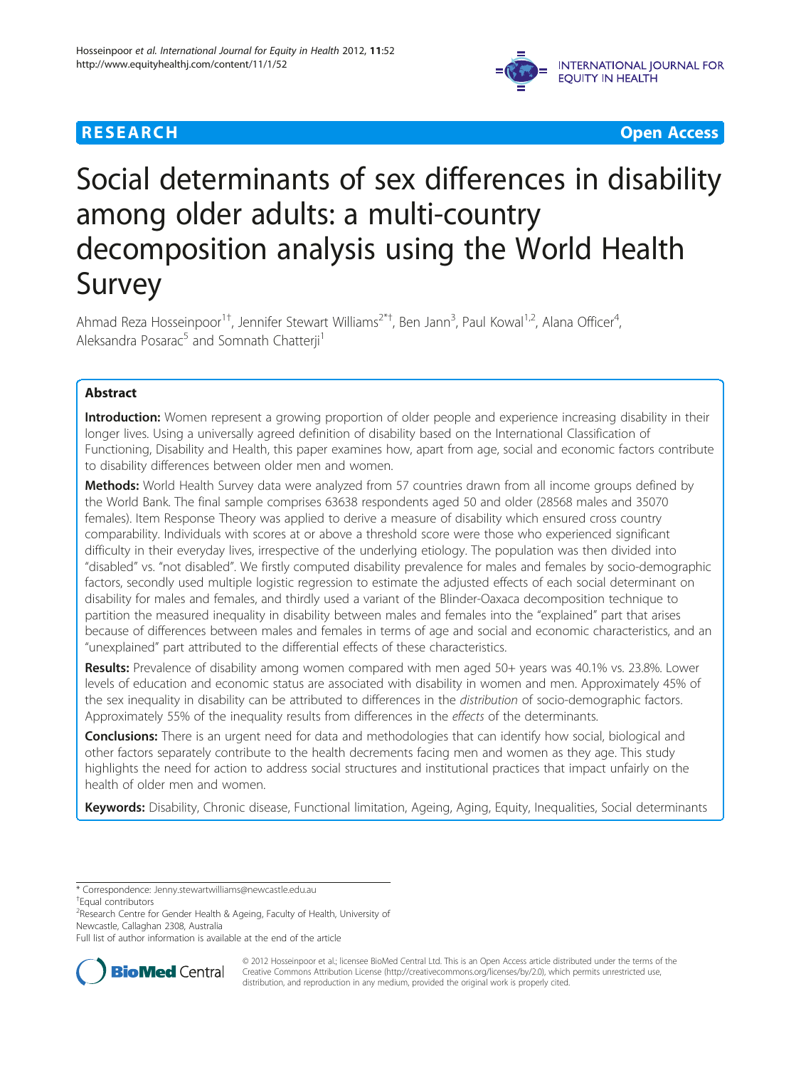RESEARCH Open Access

# Social determinants of sex differences in disability among older adults: a multi-country decomposition analysis using the World Health Survey

Ahmad Reza Hosseinpoor[1†], Jennifer Stewart Williams[2*†], Ben Jann[3], Paul Kowal[1,2], Alana Officer[4], Aleksandra Posarac[5] and Somnath Chatterji[1]

## Abstract

**Introduction:** Women represent a growing proportion of older people and experience increasing disability in their longer lives. Using a universally agreed definition of disability based on the International Classification of Functioning, Disability and Health, this paper examines how, apart from age, social and economic factors contribute to disability differences between older men and women.

**Methods:** World Health Survey data were analyzed from 57 countries drawn from all income groups defined by the World Bank. The final sample comprises 63638 respondents aged 50 and older (28568 males and 35070 females). Item Response Theory was applied to derive a measure of disability which ensured cross country comparability. Individuals with scores at or above a threshold score were those who experienced significant difficulty in their everyday lives, irrespective of the underlying etiology. The population was then divided into "disabled" vs. "not disabled". We firstly computed disability prevalence for males and females by socio-demographic factors, secondly used multiple logistic regression to estimate the adjusted effects of each social determinant on disability for males and females, and thirdly used a variant of the Blinder-Oaxaca decomposition technique to partition the measured inequality in disability between males and females into the "explained" part that arises because of differences between males and females in terms of age and social and economic characteristics, and an "unexplained" part attributed to the differential effects of these characteristics.

**Results:** Prevalence of disability among women compared with men aged 50+ years was 40.1% vs. 23.8%. Lower levels of education and economic status are associated with disability in women and men. Approximately 45% of the sex inequality in disability can be attributed to differences in the *distribution* of socio-demographic factors. Approximately 55% of the inequality results from differences in the *effects* of the determinants.

**Conclusions:** There is an urgent need for data and methodologies that can identify how social, biological and other factors separately contribute to the health decrements facing men and women as they age. This study highlights the need for action to address social structures and institutional practices that impact unfairly on the health of older men and women.

**Keywords:** Disability, Chronic disease, Functional limitation, Ageing, Aging, Equity, Inequalities, Social determinants

---

* Correspondence: Jenny.stewartwilliams@newcastle.edu.au
†Equal contributors
[2]Research Centre for Gender Health & Ageing, Faculty of Health, University of Newcastle, Callaghan 2308, Australia
Full list of author information is available at the end of the article

© 2012 Hosseinpoor et al.; licensee BioMed Central Ltd. This is an Open Access article distributed under the terms of the Creative Commons Attribution License (http://creativecommons.org/licenses/by/2.0), which permits unrestricted use, distribution, and reproduction in any medium, provided the original work is properly cited.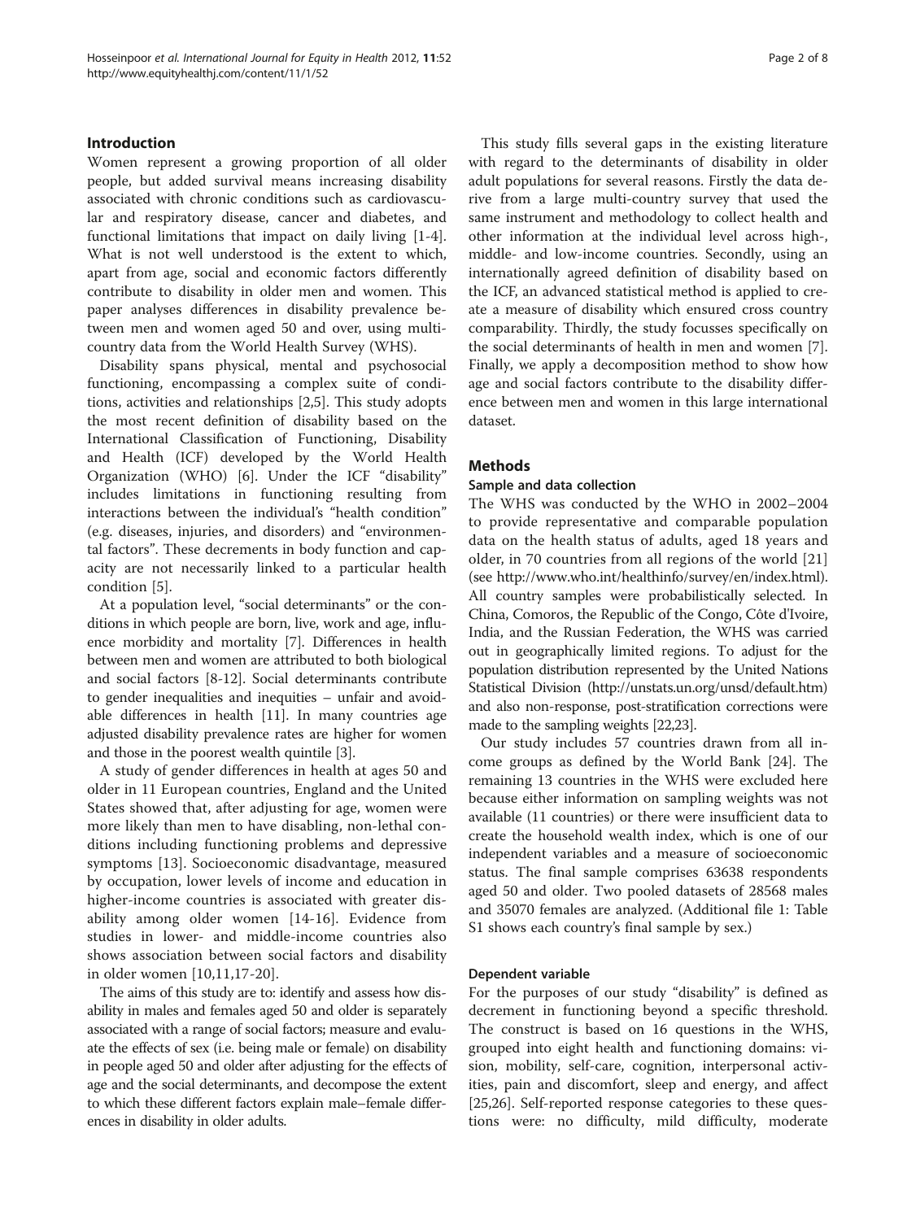## Introduction

Women represent a growing proportion of all older people, but added survival means increasing disability associated with chronic conditions such as cardiovascular and respiratory disease, cancer and diabetes, and functional limitations that impact on daily living [1-4]. What is not well understood is the extent to which, apart from age, social and economic factors differently contribute to disability in older men and women. This paper analyses differences in disability prevalence between men and women aged 50 and over, using multi-country data from the World Health Survey (WHS).

Disability spans physical, mental and psychosocial functioning, encompassing a complex suite of conditions, activities and relationships [2,5]. This study adopts the most recent definition of disability based on the International Classification of Functioning, Disability and Health (ICF) developed by the World Health Organization (WHO) [6]. Under the ICF "disability" includes limitations in functioning resulting from interactions between the individual's "health condition" (e.g. diseases, injuries, and disorders) and "environmental factors". These decrements in body function and capacity are not necessarily linked to a particular health condition [5].

At a population level, "social determinants" or the conditions in which people are born, live, work and age, influence morbidity and mortality [7]. Differences in health between men and women are attributed to both biological and social factors [8-12]. Social determinants contribute to gender inequalities and inequities – unfair and avoidable differences in health [11]. In many countries age adjusted disability prevalence rates are higher for women and those in the poorest wealth quintile [3].

A study of gender differences in health at ages 50 and older in 11 European countries, England and the United States showed that, after adjusting for age, women were more likely than men to have disabling, non-lethal conditions including functioning problems and depressive symptoms [13]. Socioeconomic disadvantage, measured by occupation, lower levels of income and education in higher-income countries is associated with greater disability among older women [14-16]. Evidence from studies in lower- and middle-income countries also shows association between social factors and disability in older women [10,11,17-20].

The aims of this study are to: identify and assess how disability in males and females aged 50 and older is separately associated with a range of social factors; measure and evaluate the effects of sex (i.e. being male or female) on disability in people aged 50 and older after adjusting for the effects of age and the social determinants, and decompose the extent to which these different factors explain male–female differences in disability in older adults.

This study fills several gaps in the existing literature with regard to the determinants of disability in older adult populations for several reasons. Firstly the data derive from a large multi-country survey that used the same instrument and methodology to collect health and other information at the individual level across high-, middle- and low-income countries. Secondly, using an internationally agreed definition of disability based on the ICF, an advanced statistical method is applied to create a measure of disability which ensured cross country comparability. Thirdly, the study focusses specifically on the social determinants of health in men and women [7]. Finally, we apply a decomposition method to show how age and social factors contribute to the disability difference between men and women in this large international dataset.

## Methods

### Sample and data collection

The WHS was conducted by the WHO in 2002–2004 to provide representative and comparable population data on the health status of adults, aged 18 years and older, in 70 countries from all regions of the world [21] (see http://www.who.int/healthinfo/survey/en/index.html). All country samples were probabilistically selected. In China, Comoros, the Republic of the Congo, Côte d'Ivoire, India, and the Russian Federation, the WHS was carried out in geographically limited regions. To adjust for the population distribution represented by the United Nations Statistical Division (http://unstats.un.org/unsd/default.htm) and also non-response, post-stratification corrections were made to the sampling weights [22,23].

Our study includes 57 countries drawn from all income groups as defined by the World Bank [24]. The remaining 13 countries in the WHS were excluded here because either information on sampling weights was not available (11 countries) or there were insufficient data to create the household wealth index, which is one of our independent variables and a measure of socioeconomic status. The final sample comprises 63638 respondents aged 50 and older. Two pooled datasets of 28568 males and 35070 females are analyzed. (Additional file 1: Table S1 shows each country's final sample by sex.)

### Dependent variable

For the purposes of our study "disability" is defined as decrement in functioning beyond a specific threshold. The construct is based on 16 questions in the WHS, grouped into eight health and functioning domains: vision, mobility, self-care, cognition, interpersonal activities, pain and discomfort, sleep and energy, and affect [25,26]. Self-reported response categories to these questions were: no difficulty, mild difficulty, moderate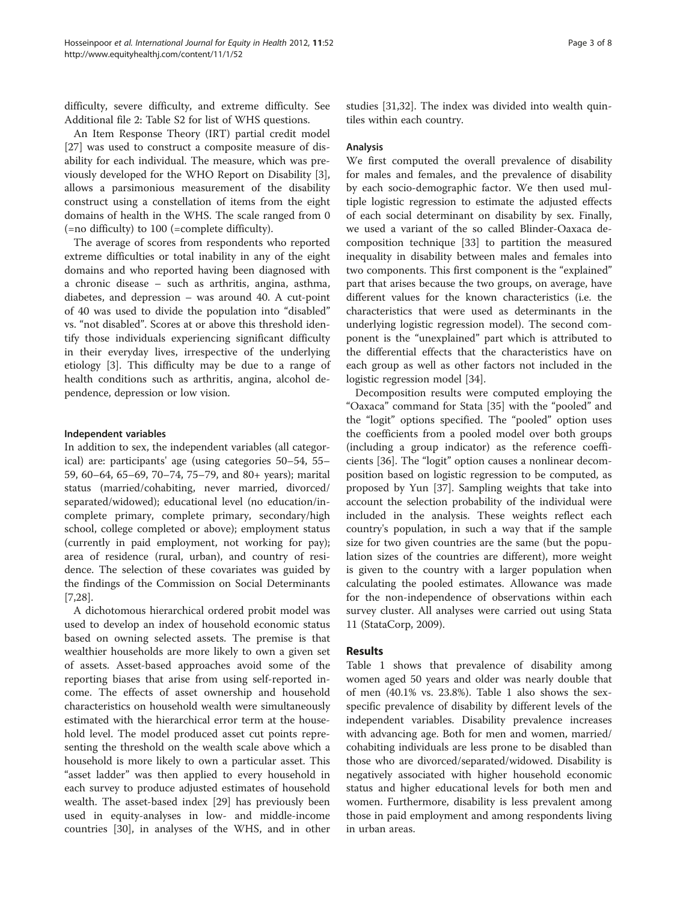difficulty, severe difficulty, and extreme difficulty. See Additional file 2: Table S2 for list of WHS questions.

An Item Response Theory (IRT) partial credit model [27] was used to construct a composite measure of disability for each individual. The measure, which was previously developed for the WHO Report on Disability [3], allows a parsimonious measurement of the disability construct using a constellation of items from the eight domains of health in the WHS. The scale ranged from 0 (=no difficulty) to 100 (=complete difficulty).

The average of scores from respondents who reported extreme difficulties or total inability in any of the eight domains and who reported having been diagnosed with a chronic disease – such as arthritis, angina, asthma, diabetes, and depression – was around 40. A cut-point of 40 was used to divide the population into "disabled" vs. "not disabled". Scores at or above this threshold identify those individuals experiencing significant difficulty in their everyday lives, irrespective of the underlying etiology [3]. This difficulty may be due to a range of health conditions such as arthritis, angina, alcohol dependence, depression or low vision.

#### Independent variables

In addition to sex, the independent variables (all categorical) are: participants' age (using categories 50–54, 55–59, 60–64, 65–69, 70–74, 75–79, and 80+ years); marital status (married/cohabiting, never married, divorced/separated/widowed); educational level (no education/incomplete primary, complete primary, secondary/high school, college completed or above); employment status (currently in paid employment, not working for pay); area of residence (rural, urban), and country of residence. The selection of these covariates was guided by the findings of the Commission on Social Determinants [7,28].

A dichotomous hierarchical ordered probit model was used to develop an index of household economic status based on owning selected assets. The premise is that wealthier households are more likely to own a given set of assets. Asset-based approaches avoid some of the reporting biases that arise from using self-reported income. The effects of asset ownership and household characteristics on household wealth were simultaneously estimated with the hierarchical error term at the household level. The model produced asset cut points representing the threshold on the wealth scale above which a household is more likely to own a particular asset. This "asset ladder" was then applied to every household in each survey to produce adjusted estimates of household wealth. The asset-based index [29] has previously been used in equity-analyses in low- and middle-income countries [30], in analyses of the WHS, and in other studies [31,32]. The index was divided into wealth quintiles within each country.

#### Analysis

We first computed the overall prevalence of disability for males and females, and the prevalence of disability by each socio-demographic factor. We then used multiple logistic regression to estimate the adjusted effects of each social determinant on disability by sex. Finally, we used a variant of the so called Blinder-Oaxaca decomposition technique [33] to partition the measured inequality in disability between males and females into two components. This first component is the "explained" part that arises because the two groups, on average, have different values for the known characteristics (i.e. the characteristics that were used as determinants in the underlying logistic regression model). The second component is the "unexplained" part which is attributed to the differential effects that the characteristics have on each group as well as other factors not included in the logistic regression model [34].

Decomposition results were computed employing the "Oaxaca" command for Stata [35] with the "pooled" and the "logit" options specified. The "pooled" option uses the coefficients from a pooled model over both groups (including a group indicator) as the reference coefficients [36]. The "logit" option causes a nonlinear decomposition based on logistic regression to be computed, as proposed by Yun [37]. Sampling weights that take into account the selection probability of the individual were included in the analysis. These weights reflect each country's population, in such a way that if the sample size for two given countries are the same (but the population sizes of the countries are different), more weight is given to the country with a larger population when calculating the pooled estimates. Allowance was made for the non-independence of observations within each survey cluster. All analyses were carried out using Stata 11 (StataCorp, 2009).

## Results

Table 1 shows that prevalence of disability among women aged 50 years and older was nearly double that of men (40.1% vs. 23.8%). Table 1 also shows the sex-specific prevalence of disability by different levels of the independent variables. Disability prevalence increases with advancing age. Both for men and women, married/cohabiting individuals are less prone to be disabled than those who are divorced/separated/widowed. Disability is negatively associated with higher household economic status and higher educational levels for both men and women. Furthermore, disability is less prevalent among those in paid employment and among respondents living in urban areas.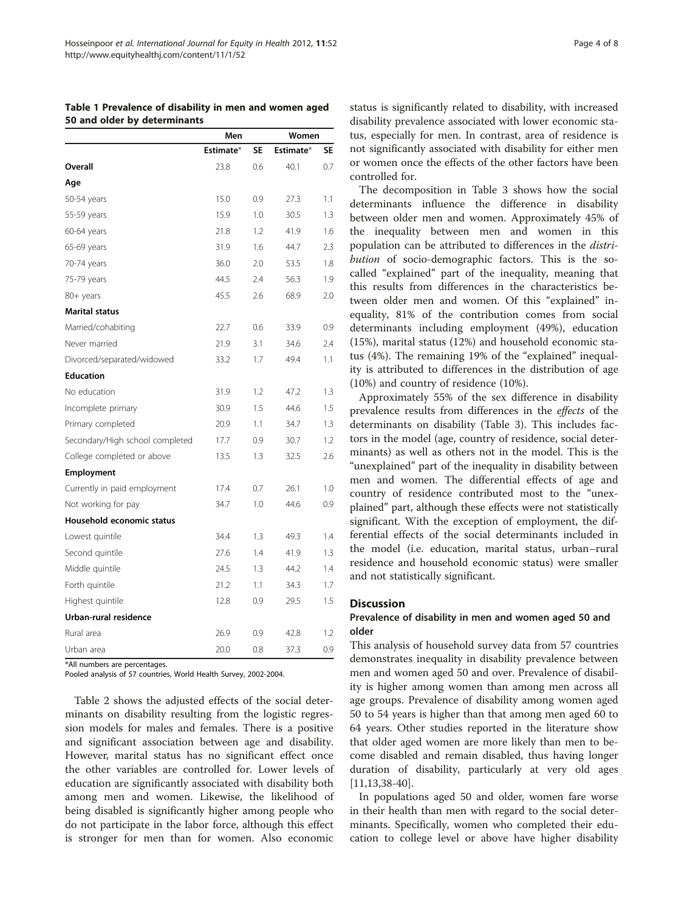**Table 1 Prevalence of disability in men and women aged 50 and older by determinants**

| | Men | | Women | |
|---|---|---|---|---|
| | Estimate* | SE | Estimate* | SE |
| **Overall** | 23.8 | 0.6 | 40.1 | 0.7 |
| **Age** | | | | |
| 50-54 years | 15.0 | 0.9 | 27.3 | 1.1 |
| 55-59 years | 15.9 | 1.0 | 30.5 | 1.3 |
| 60-64 years | 21.8 | 1.2 | 41.9 | 1.6 |
| 65-69 years | 31.9 | 1.6 | 44.7 | 2.3 |
| 70-74 years | 36.0 | 2.0 | 53.5 | 1.8 |
| 75-79 years | 44.5 | 2.4 | 56.3 | 1.9 |
| 80+ years | 45.5 | 2.6 | 68.9 | 2.0 |
| **Marital status** | | | | |
| Married/cohabiting | 22.7 | 0.6 | 33.9 | 0.9 |
| Never married | 21.9 | 3.1 | 34.6 | 2.4 |
| Divorced/separated/widowed | 33.2 | 1.7 | 49.4 | 1.1 |
| **Education** | | | | |
| No education | 31.9 | 1.2 | 47.2 | 1.3 |
| Incomplete primary | 30.9 | 1.5 | 44.6 | 1.5 |
| Primary completed | 20.9 | 1.1 | 34.7 | 1.3 |
| Secondary/High school completed | 17.7 | 0.9 | 30.7 | 1.2 |
| College completed or above | 13.5 | 1.3 | 32.5 | 2.6 |
| **Employment** | | | | |
| Currently in paid employment | 17.4 | 0.7 | 26.1 | 1.0 |
| Not working for pay | 34.7 | 1.0 | 44.6 | 0.9 |
| **Household economic status** | | | | |
| Lowest quintile | 34.4 | 1.3 | 49.3 | 1.4 |
| Second quintile | 27.6 | 1.4 | 41.9 | 1.3 |
| Middle quintile | 24.5 | 1.3 | 44.2 | 1.4 |
| Forth quintile | 21.2 | 1.1 | 34.3 | 1.7 |
| Highest quintile | 12.8 | 0.9 | 29.5 | 1.5 |
| **Urban-rural residence** | | | | |
| Rural area | 26.9 | 0.9 | 42.8 | 1.2 |
| Urban area | 20.0 | 0.8 | 37.3 | 0.9 |

*All numbers are percentages.
Pooled analysis of 57 countries, World Health Survey, 2002-2004.

Table 2 shows the adjusted effects of the social determinants on disability resulting from the logistic regression models for males and females. There is a positive and significant association between age and disability. However, marital status has no significant effect once the other variables are controlled for. Lower levels of education are significantly associated with disability both among men and women. Likewise, the likelihood of being disabled is significantly higher among people who do not participate in the labor force, although this effect is stronger for men than for women. Also economic status is significantly related to disability, with increased disability prevalence associated with lower economic status, especially for men. In contrast, area of residence is not significantly associated with disability for either men or women once the effects of the other factors have been controlled for.

The decomposition in Table 3 shows how the social determinants influence the difference in disability between older men and women. Approximately 45% of the inequality between men and women in this population can be attributed to differences in the *distribution* of socio-demographic factors. This is the so-called "explained" part of the inequality, meaning that this results from differences in the characteristics between older men and women. Of this "explained" inequality, 81% of the contribution comes from social determinants including employment (49%), education (15%), marital status (12%) and household economic status (4%). The remaining 19% of the "explained" inequality is attributed to differences in the distribution of age (10%) and country of residence (10%).

Approximately 55% of the sex difference in disability prevalence results from differences in the *effects* of the determinants on disability (Table 3). This includes factors in the model (age, country of residence, social determinants) as well as others not in the model. This is the "unexplained" part of the inequality in disability between men and women. The differential effects of age and country of residence contributed most to the "unexplained" part, although these effects were not statistically significant. With the exception of employment, the differential effects of the social determinants included in the model (i.e. education, marital status, urban–rural residence and household economic status) were smaller and not statistically significant.

## Discussion

### Prevalence of disability in men and women aged 50 and older

This analysis of household survey data from 57 countries demonstrates inequality in disability prevalence between men and women aged 50 and over. Prevalence of disability is higher among women than among men across all age groups. Prevalence of disability among women aged 50 to 54 years is higher than that among men aged 60 to 64 years. Other studies reported in the literature show that older aged women are more likely than men to become disabled and remain disabled, thus having longer duration of disability, particularly at very old ages [11,13,38-40].

In populations aged 50 and older, women fare worse in their health than men with regard to the social determinants. Specifically, women who completed their education to college level or above have higher disability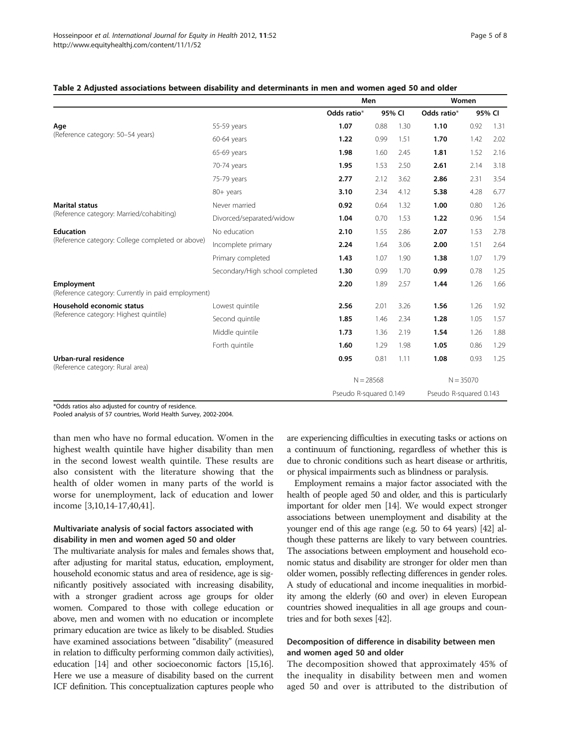**Table 2 Adjusted associations between disability and determinants in men and women aged 50 and older**

| | | Men | | | Women | | |
|---|---|---|---|---|---|---|---|
| | | Odds ratio* | 95% CI | | Odds ratio* | 95% CI | |
| **Age** (Reference category: 50–54 years) | 55-59 years | **1.07** | 0.88 | 1.30 | **1.10** | 0.92 | 1.31 |
| | 60-64 years | **1.22** | 0.99 | 1.51 | **1.70** | 1.42 | 2.02 |
| | 65-69 years | **1.98** | 1.60 | 2.45 | **1.81** | 1.52 | 2.16 |
| | 70-74 years | **1.95** | 1.53 | 2.50 | **2.61** | 2.14 | 3.18 |
| | 75-79 years | **2.77** | 2.12 | 3.62 | **2.86** | 2.31 | 3.54 |
| | 80+ years | **3.10** | 2.34 | 4.12 | **5.38** | 4.28 | 6.77 |
| **Marital status** (Reference category: Married/cohabiting) | Never married | **0.92** | 0.64 | 1.32 | **1.00** | 0.80 | 1.26 |
| | Divorced/separated/widow | **1.04** | 0.70 | 1.53 | **1.22** | 0.96 | 1.54 |
| **Education** (Reference category: College completed or above) | No education | **2.10** | 1.55 | 2.86 | **2.07** | 1.53 | 2.78 |
| | Incomplete primary | **2.24** | 1.64 | 3.06 | **2.00** | 1.51 | 2.64 |
| | Primary completed | **1.43** | 1.07 | 1.90 | **1.38** | 1.07 | 1.79 |
| | Secondary/High school completed | **1.30** | 0.99 | 1.70 | **0.99** | 0.78 | 1.25 |
| **Employment** (Reference category: Currently in paid employment) | | **2.20** | 1.89 | 2.57 | **1.44** | 1.26 | 1.66 |
| **Household economic status** (Reference category: Highest quintile) | Lowest quintile | **2.56** | 2.01 | 3.26 | **1.56** | 1.26 | 1.92 |
| | Second quintile | **1.85** | 1.46 | 2.34 | **1.28** | 1.05 | 1.57 |
| | Middle quintile | **1.73** | 1.36 | 2.19 | **1.54** | 1.26 | 1.88 |
| | Forth quintile | **1.60** | 1.29 | 1.98 | **1.05** | 0.86 | 1.29 |
| **Urban-rural residence** (Reference category: Rural area) | | **0.95** | 0.81 | 1.11 | **1.08** | 0.93 | 1.25 |
| | | N = 28568 | | | N = 35070 | | |
| | | Pseudo R-squared 0.149 | | | Pseudo R-squared 0.143 | | |

*Odds ratios also adjusted for country of residence.
Pooled analysis of 57 countries, World Health Survey, 2002-2004.

than men who have no formal education. Women in the highest wealth quintile have higher disability than men in the second lowest wealth quintile. These results are also consistent with the literature showing that the health of older women in many parts of the world is worse for unemployment, lack of education and lower income [3,10,14-17,40,41].

### Multivariate analysis of social factors associated with disability in men and women aged 50 and older

The multivariate analysis for males and females shows that, after adjusting for marital status, education, employment, household economic status and area of residence, age is significantly positively associated with increasing disability, with a stronger gradient across age groups for older women. Compared to those with college education or above, men and women with no education or incomplete primary education are twice as likely to be disabled. Studies have examined associations between "disability" (measured in relation to difficulty performing common daily activities), education [14] and other socioeconomic factors [15,16]. Here we use a measure of disability based on the current ICF definition. This conceptualization captures people who are experiencing difficulties in executing tasks or actions on a continuum of functioning, regardless of whether this is due to chronic conditions such as heart disease or arthritis, or physical impairments such as blindness or paralysis.

Employment remains a major factor associated with the health of people aged 50 and older, and this is particularly important for older men [14]. We would expect stronger associations between unemployment and disability at the younger end of this age range (e.g. 50 to 64 years) [42] although these patterns are likely to vary between countries. The associations between employment and household economic status and disability are stronger for older men than older women, possibly reflecting differences in gender roles. A study of educational and income inequalities in morbidity among the elderly (60 and over) in eleven European countries showed inequalities in all age groups and countries and for both sexes [42].

### Decomposition of difference in disability between men and women aged 50 and older

The decomposition showed that approximately 45% of the inequality in disability between men and women aged 50 and over is attributed to the distribution of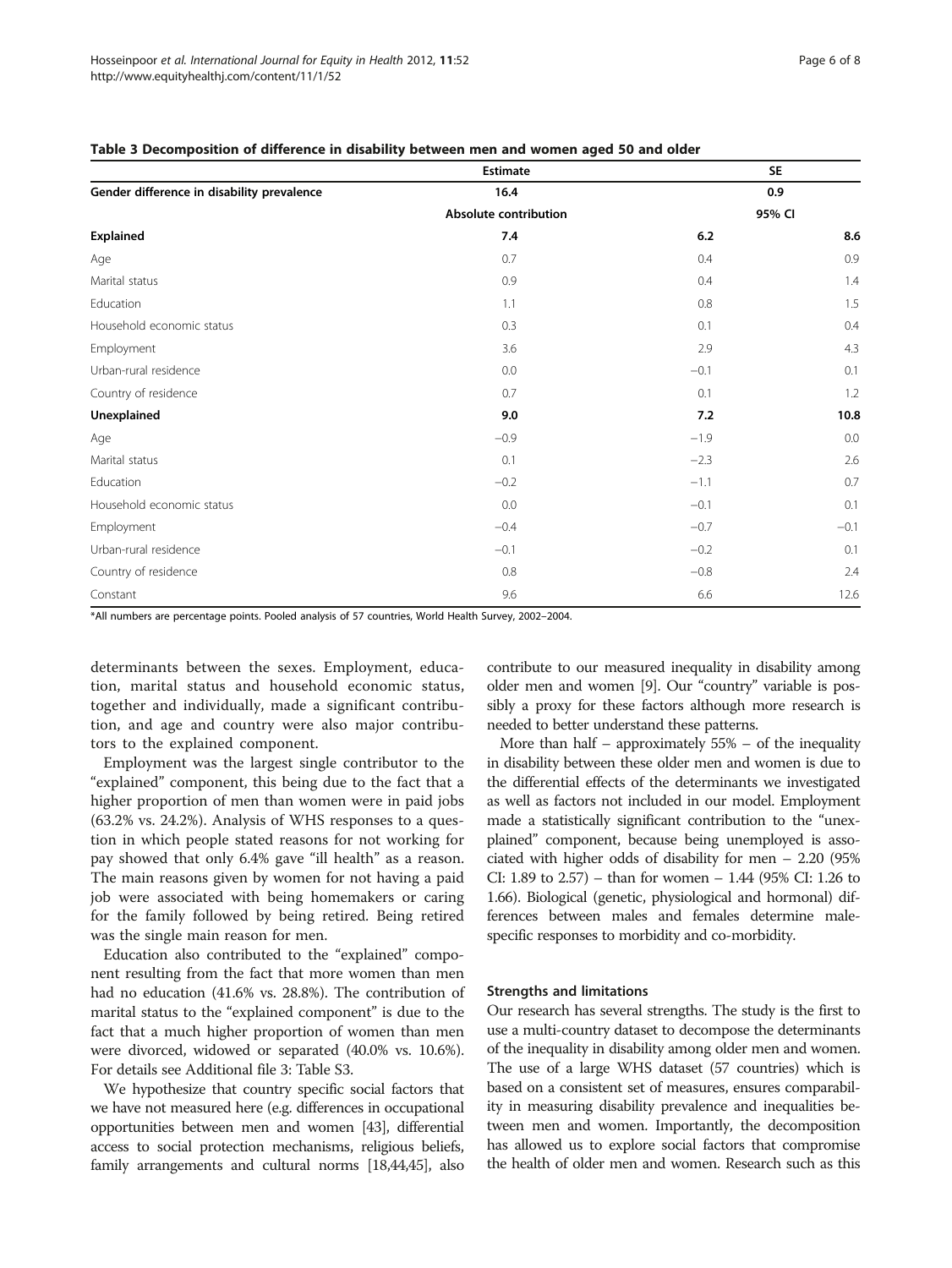**Table 3 Decomposition of difference in disability between men and women aged 50 and older**

| | Estimate | SE | |
|---|---|---|---|
| **Gender difference in disability prevalence** | **16.4** | **0.9** | |
| | **Absolute contribution** | **95% CI** | |
| **Explained** | **7.4** | **6.2** | **8.6** |
| Age | 0.7 | 0.4 | 0.9 |
| Marital status | 0.9 | 0.4 | 1.4 |
| Education | 1.1 | 0.8 | 1.5 |
| Household economic status | 0.3 | 0.1 | 0.4 |
| Employment | 3.6 | 2.9 | 4.3 |
| Urban-rural residence | 0.0 | −0.1 | 0.1 |
| Country of residence | 0.7 | 0.1 | 1.2 |
| **Unexplained** | **9.0** | **7.2** | **10.8** |
| Age | −0.9 | −1.9 | 0.0 |
| Marital status | 0.1 | −2.3 | 2.6 |
| Education | −0.2 | −1.1 | 0.7 |
| Household economic status | 0.0 | −0.1 | 0.1 |
| Employment | −0.4 | −0.7 | −0.1 |
| Urban-rural residence | −0.1 | −0.2 | 0.1 |
| Country of residence | 0.8 | −0.8 | 2.4 |
| Constant | 9.6 | 6.6 | 12.6 |

*All numbers are percentage points. Pooled analysis of 57 countries, World Health Survey, 2002–2004.

determinants between the sexes. Employment, education, marital status and household economic status, together and individually, made a significant contribution, and age and country were also major contributors to the explained component.

Employment was the largest single contributor to the "explained" component, this being due to the fact that a higher proportion of men than women were in paid jobs (63.2% vs. 24.2%). Analysis of WHS responses to a question in which people stated reasons for not working for pay showed that only 6.4% gave "ill health" as a reason. The main reasons given by women for not having a paid job were associated with being homemakers or caring for the family followed by being retired. Being retired was the single main reason for men.

Education also contributed to the "explained" component resulting from the fact that more women than men had no education (41.6% vs. 28.8%). The contribution of marital status to the "explained component" is due to the fact that a much higher proportion of women than men were divorced, widowed or separated (40.0% vs. 10.6%). For details see Additional file 3: Table S3.

We hypothesize that country specific social factors that we have not measured here (e.g. differences in occupational opportunities between men and women [43], differential access to social protection mechanisms, religious beliefs, family arrangements and cultural norms [18,44,45], also contribute to our measured inequality in disability among older men and women [9]. Our "country" variable is possibly a proxy for these factors although more research is needed to better understand these patterns.

More than half – approximately 55% – of the inequality in disability between these older men and women is due to the differential effects of the determinants we investigated as well as factors not included in our model. Employment made a statistically significant contribution to the "unexplained" component, because being unemployed is associated with higher odds of disability for men – 2.20 (95% CI: 1.89 to 2.57) – than for women – 1.44 (95% CI: 1.26 to 1.66). Biological (genetic, physiological and hormonal) differences between males and females determine male-specific responses to morbidity and co-morbidity.

### Strengths and limitations

Our research has several strengths. The study is the first to use a multi-country dataset to decompose the determinants of the inequality in disability among older men and women. The use of a large WHS dataset (57 countries) which is based on a consistent set of measures, ensures comparability in measuring disability prevalence and inequalities between men and women. Importantly, the decomposition has allowed us to explore social factors that compromise the health of older men and women. Research such as this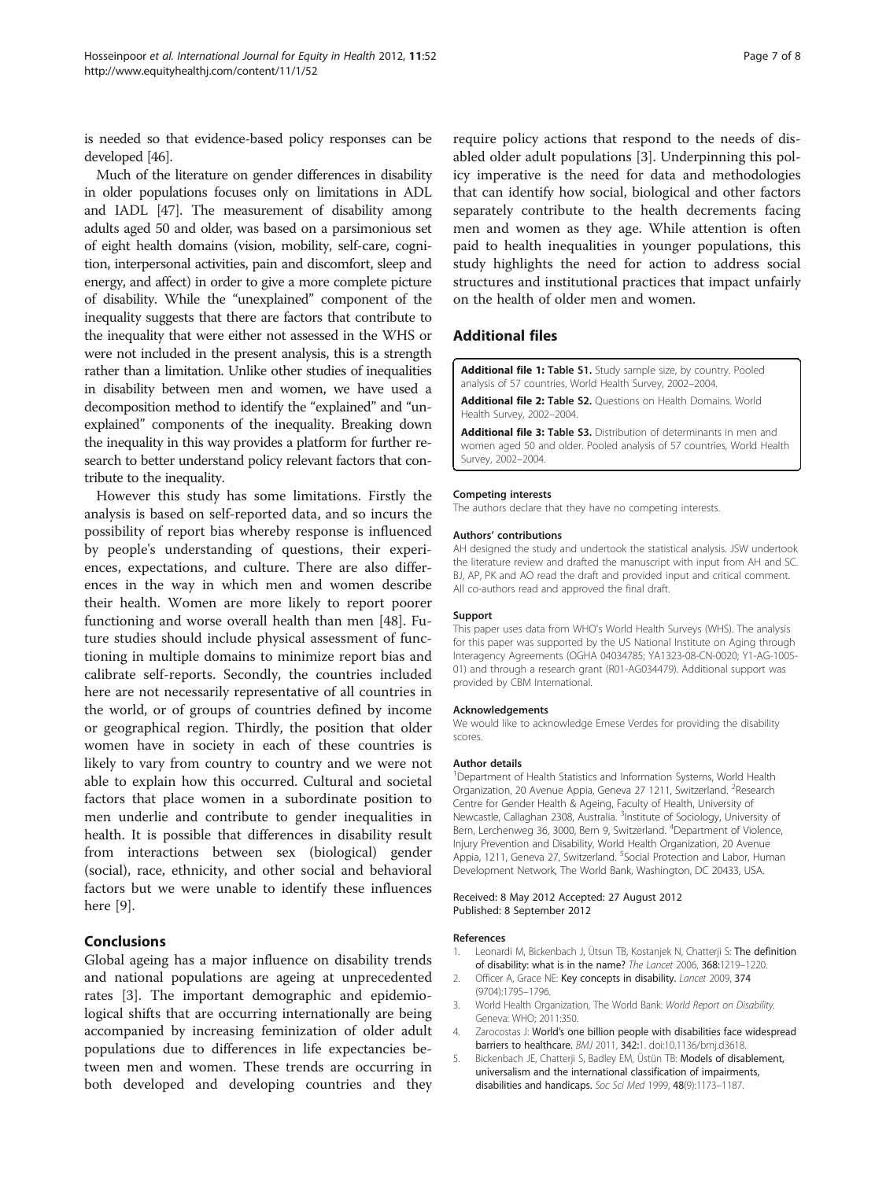is needed so that evidence-based policy responses can be developed [46].

Much of the literature on gender differences in disability in older populations focuses only on limitations in ADL and IADL [47]. The measurement of disability among adults aged 50 and older, was based on a parsimonious set of eight health domains (vision, mobility, self-care, cognition, interpersonal activities, pain and discomfort, sleep and energy, and affect) in order to give a more complete picture of disability. While the "unexplained" component of the inequality suggests that there are factors that contribute to the inequality that were either not assessed in the WHS or were not included in the present analysis, this is a strength rather than a limitation. Unlike other studies of inequalities in disability between men and women, we have used a decomposition method to identify the "explained" and "unexplained" components of the inequality. Breaking down the inequality in this way provides a platform for further research to better understand policy relevant factors that contribute to the inequality.

However this study has some limitations. Firstly the analysis is based on self-reported data, and so incurs the possibility of report bias whereby response is influenced by people's understanding of questions, their experiences, expectations, and culture. There are also differences in the way in which men and women describe their health. Women are more likely to report poorer functioning and worse overall health than men [48]. Future studies should include physical assessment of functioning in multiple domains to minimize report bias and calibrate self-reports. Secondly, the countries included here are not necessarily representative of all countries in the world, or of groups of countries defined by income or geographical region. Thirdly, the position that older women have in society in each of these countries is likely to vary from country to country and we were not able to explain how this occurred. Cultural and societal factors that place women in a subordinate position to men underlie and contribute to gender inequalities in health. It is possible that differences in disability result from interactions between sex (biological) gender (social), race, ethnicity, and other social and behavioral factors but we were unable to identify these influences here [9].

## Conclusions

Global ageing has a major influence on disability trends and national populations are ageing at unprecedented rates [3]. The important demographic and epidemiological shifts that are occurring internationally are being accompanied by increasing feminization of older adult populations due to differences in life expectancies between men and women. These trends are occurring in both developed and developing countries and they require policy actions that respond to the needs of disabled older adult populations [3]. Underpinning this policy imperative is the need for data and methodologies that can identify how social, biological and other factors separately contribute to the health decrements facing men and women as they age. While attention is often paid to health inequalities in younger populations, this study highlights the need for action to address social structures and institutional practices that impact unfairly on the health of older men and women.

## Additional files

**Additional file 1: Table S1.** Study sample size, by country. Pooled analysis of 57 countries, World Health Survey, 2002–2004.

**Additional file 2: Table S2.** Questions on Health Domains. World Health Survey, 2002–2004.

**Additional file 3: Table S3.** Distribution of determinants in men and women aged 50 and older. Pooled analysis of 57 countries, World Health Survey, 2002–2004.

#### Competing interests

The authors declare that they have no competing interests.

#### Authors' contributions

AH designed the study and undertook the statistical analysis. JSW undertook the literature review and drafted the manuscript with input from AH and SC. BJ, AP, PK and AO read the draft and provided input and critical comment. All co-authors read and approved the final draft.

#### Support

This paper uses data from WHO's World Health Surveys (WHS). The analysis for this paper was supported by the US National Institute on Aging through Interagency Agreements (OGHA 04034785; YA1323-08-CN-0020; Y1-AG-1005-01) and through a research grant (R01-AG034479). Additional support was provided by CBM International.

#### Acknowledgements

We would like to acknowledge Emese Verdes for providing the disability scores.

#### Author details

[1]Department of Health Statistics and Information Systems, World Health Organization, 20 Avenue Appia, Geneva 27 1211, Switzerland. [2]Research Centre for Gender Health & Ageing, Faculty of Health, University of Newcastle, Callaghan 2308, Australia. [3]Institute of Sociology, University of Bern, Lerchenweg 36, 3000, Bern 9, Switzerland. [4]Department of Violence, Injury Prevention and Disability, World Health Organization, 20 Avenue Appia, 1211, Geneva 27, Switzerland. [5]Social Protection and Labor, Human Development Network, The World Bank, Washington, DC 20433, USA.

Received: 8 May 2012 Accepted: 27 August 2012
Published: 8 September 2012

#### References

1. Leonardi M, Bickenbach J, Ütsun TB, Kostanjek N, Chatterji S: **The definition of disability: what is in the name?** *The Lancet* 2006, **368:**1219–1220.
2. Officer A, Grace NE: **Key concepts in disability.** *Lancet* 2009, **374** (9704):1795–1796.
3. World Health Organization, The World Bank: *World Report on Disability*. Geneva: WHO; 2011:350.
4. Zarocostas J: **World's one billion people with disabilities face widespread barriers to healthcare.** *BMJ* 2011, **342:**1. doi:10.1136/bmj.d3618.
5. Bickenbach JE, Chatterji S, Badley EM, Üstün TB: **Models of disablement, universalism and the international classification of impairments, disabilities and handicaps.** *Soc Sci Med* 1999, **48**(9):1173–1187.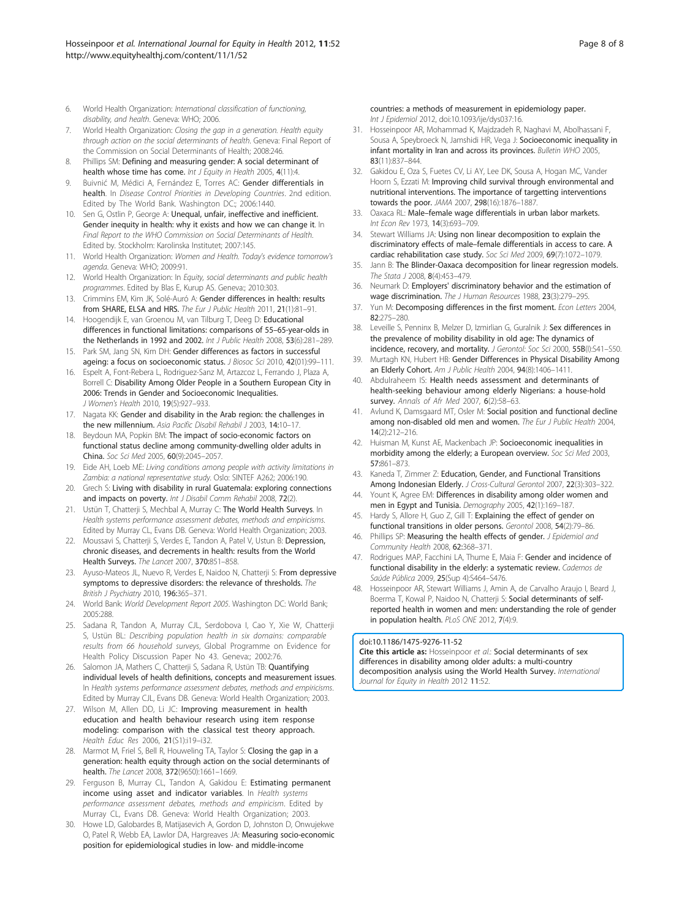6. World Health Organization: *International classification of functioning, disability, and health*. Geneva: WHO; 2006.
7. World Health Organization: *Closing the gap in a generation. Health equity through action on the social determinants of health*. Geneva: Final Report of the Commission on Social Determinants of Health; 2008:246.
8. Phillips SM: **Defining and measuring gender: A social determinant of health whose time has come.** *Int J Equity in Health* 2005, **4**(11):4.
9. Buivnić M, Médici A, Fernández E, Torres AC: **Gender differentials in health**. In *Disease Control Priorities in Developing Countries*. 2nd edition. Edited by The World Bank. Washington DC:; 2006:1440.
10. Sen G, Ostlin P, George A: **Unequal, unfair, ineffective and inefficient. Gender inequity in health: why it exists and how we can change it**. In *Final Report to the WHO Commission on Social Determinants of Health*. Edited by. Stockholm: Karolinska Institutet; 2007:145.
11. World Health Organization: *Women and Health. Today's evidence tomorrow's agenda*. Geneva: WHO; 2009:91.
12. World Health Organization: In *Equity, social determinants and public health programmes*. Edited by Blas E, Kurup AS. Geneva:; 2010:303.
13. Crimmins EM, Kim JK, Solé-Auró A: **Gender differences in health: results from SHARE, ELSA and HRS.** *The Eur J Public Health* 2011, **21**(1):81–91.
14. Hoogendijk E, van Groenou M, van Tilburg T, Deeg D: **Educational differences in functional limitations: comparisons of 55–65-year-olds in the Netherlands in 1992 and 2002.** *Int J Public Health* 2008, **53**(6):281–289.
15. Park SM, Jang SN, Kim DH: **Gender differences as factors in successful ageing: a focus on socioeconomic status.** *J Biosoc Sci* 2010, **42**(01):99–111.
16. Espelt A, Font-Rebera L, Rodriguez-Sanz M, Artazcoz L, Ferrando J, Plaza A, Borrell C: **Disability Among Older People in a Southern European City in 2006: Trends in Gender and Socioeconomic Inequalities.** *J Women's Health* 2010, **19**(5):927–933.
17. Nagata KK: **Gender and disability in the Arab region: the challenges in the new millennium.** *Asia Pacific Disabil Rehabil J* 2003, **14**:10–17.
18. Beydoun MA, Popkin BM: **The impact of socio-economic factors on functional status decline among community-dwelling older adults in China.** *Soc Sci Med* 2005, **60**(9):2045–2057.
19. Eide AH, Loeb ME: *Living conditions among people with activity limitations in Zambia: a national representative study*. Oslo: SINTEF A262; 2006:190.
20. Grech S: **Living with disability in rural Guatemala: exploring connections and impacts on poverty.** *Int J Disabil Comm Rehabil* 2008, **72**(2).
21. Ustün T, Chatterji S, Mechbal A, Murray C: **The World Health Surveys**. In *Health systems performance assessment debates, methods and empiricisms*. Edited by Murray CL, Evans DB. Geneva: World Health Organization; 2003.
22. Moussavi S, Chatterji S, Verdes E, Tandon A, Patel V, Ustun B: **Depression, chronic diseases, and decrements in health: results from the World Health Surveys.** *The Lancet* 2007, **370**:851–858.
23. Ayuso-Mateos JL, Nuevo R, Verdes E, Naidoo N, Chatterji S: **From depressive symptoms to depressive disorders: the relevance of thresholds.** *The British J Psychiatry* 2010, **196**:365–371.
24. World Bank: *World Development Report 2005*. Washington DC: World Bank; 2005:288.
25. Sadana R, Tandon A, Murray CJL, Serdobova I, Cao Y, Xie W, Chatterji S, Ustün BL: *Describing population health in six domains: comparable results from 66 household surveys*, Global Programme on Evidence for Health Policy Discussion Paper No 43. Geneva:; 2002:76.
26. Salomon JA, Mathers C, Chatterji S, Sadana R, Ustün TB: **Quantifying individual levels of health definitions, concepts and measurement issues**. In *Health systems performance assessment debates, methods and empiricisms*. Edited by Murray CL, Evans DB. Geneva: World Health Organization; 2003.
27. Wilson M, Allen DD, Li JC: **Improving measurement in health education and health behaviour research using item response modeling: comparison with the classical test theory approach.** *Health Educ Res* 2006, **21**(S1):i19–i32.
28. Marmot M, Friel S, Bell R, Houweling TA, Taylor S: **Closing the gap in a generation: health equity through action on the social determinants of health.** *The Lancet* 2008, **372**(9650):1661–1669.
29. Ferguson B, Murray CL, Tandon A, Gakidou E: **Estimating permanent income using asset and indicator variables**. In *Health systems performance assessment debates, methods and empiricism*. Edited by Murray CL, Evans DB. Geneva: World Health Organization; 2003.
30. Howe LD, Galobardes B, Matijasevich A, Gordon D, Johnston D, Onwujekwe O, Patel R, Webb EA, Lawlor DA, Hargreaves JA: **Measuring socio-economic position for epidemiological studies in low- and middle-income countries: a methods of measurement in epidemiology paper.** *Int J Epidemiol* 2012, doi:10.1093/ije/dys037:16.
31. Hosseinpoor AR, Mohammad K, Majdzadeh R, Naghavi M, Abolhassani F, Sousa A, Speybroeck N, Jamshidi HR, Vega J: **Socioeconomic inequality in infant mortality in Iran and across its provinces.** *Bulletin WHO* 2005, **83**(11):837–844.
32. Gakidou E, Oza S, Fuetes CV, Li AY, Lee DK, Sousa A, Hogan MC, Vander Hoorn S, Ezzati M: **Improving child survival through environmental and nutritional interventions. The importance of targetting interventions towards the poor.** *JAMA* 2007, **298**(16):1876–1887.
33. Oaxaca RL: **Male–female wage differentials in urban labor markets.** *Int Econ Rev* 1973, **14**(3):693–709.
34. Stewart Williams JA: **Using non linear decomposition to explain the discriminatory effects of male–female differentials in access to care. A cardiac rehabilitation case study.** *Soc Sci Med* 2009, **69**(7):1072–1079.
35. Jann B: **The Blinder-Oaxaca decomposition for linear regression models.** *The Stata J* 2008, **8**(4):453–479.
36. Neumark D: **Employers' discriminatory behavior and the estimation of wage discrimination.** *The J Human Resources* 1988, **23**(3):279–295.
37. Yun M: **Decomposing differences in the first moment.** *Econ Letters* 2004, **82**:275–280.
38. Leveille S, Penninx B, Melzer D, Izmirlian G, Guralnik J: **Sex differences in the prevalence of mobility disability in old age: The dynamics of incidence, recovery, and mortality.** *J Gerontol: Soc Sci* 2000, **55B**(I):S41–S50.
39. Murtagh KN, Hubert HB: **Gender Differences in Physical Disability Among an Elderly Cohort.** *Am J Public Health* 2004, **94**(8):1406–1411.
40. Abdulraheem IS: **Health needs assessment and determinants of health-seeking behaviour among elderly Nigerians: a house-hold survey.** *Annals of Afr Med* 2007, **6**(2):58–63.
41. Avlund K, Damsgaard MT, Osler M: **Social position and functional decline among non-disabled old men and women.** *The Eur J Public Health* 2004, **14**(2):212–216.
42. Huisman M, Kunst AE, Mackenbach JP: **Socioeconomic inequalities in morbidity among the elderly; a European overview.** *Soc Sci Med* 2003, **57**:861–873.
43. Kaneda T, Zimmer Z: **Education, Gender, and Functional Transitions Among Indonesian Elderly.** *J Cross-Cultural Gerontol* 2007, **22**(3):303–322.
44. Yount K, Agree EM: **Differences in disability among older women and men in Egypt and Tunisia.** *Demography* 2005, **42**(1):169–187.
45. Hardy S, Allore H, Guo Z, Gill T: **Explaining the effect of gender on functional transitions in older persons.** *Gerontol* 2008, **54**(2):79–86.
46. Phillips SP: **Measuring the health effects of gender.** *J Epidemiol and Community Health* 2008, **62**:368–371.
47. Rodrigues MAP, Facchini LA, Thume E, Maia F: **Gender and incidence of functional disability in the elderly: a systematic review.** *Cadernos de Saúde Pública* 2009, **25**(Sup 4):S464–S476.
48. Hosseinpoor AR, Stewart Williams J, Amin A, de Carvalho Araujo I, Beard J, Boerma T, Kowal P, Naidoo N, Chatterji S: **Social determinants of self-reported health in women and men: understanding the role of gender in population health.** *PLoS ONE* 2012, **7**(4):9.

doi:10.1186/1475-9276-11-52

**Cite this article as:** Hosseinpoor *et al.*: Social determinants of sex differences in disability among older adults: a multi-country decomposition analysis using the World Health Survey. *International Journal for Equity in Health* 2012 **11**:52.